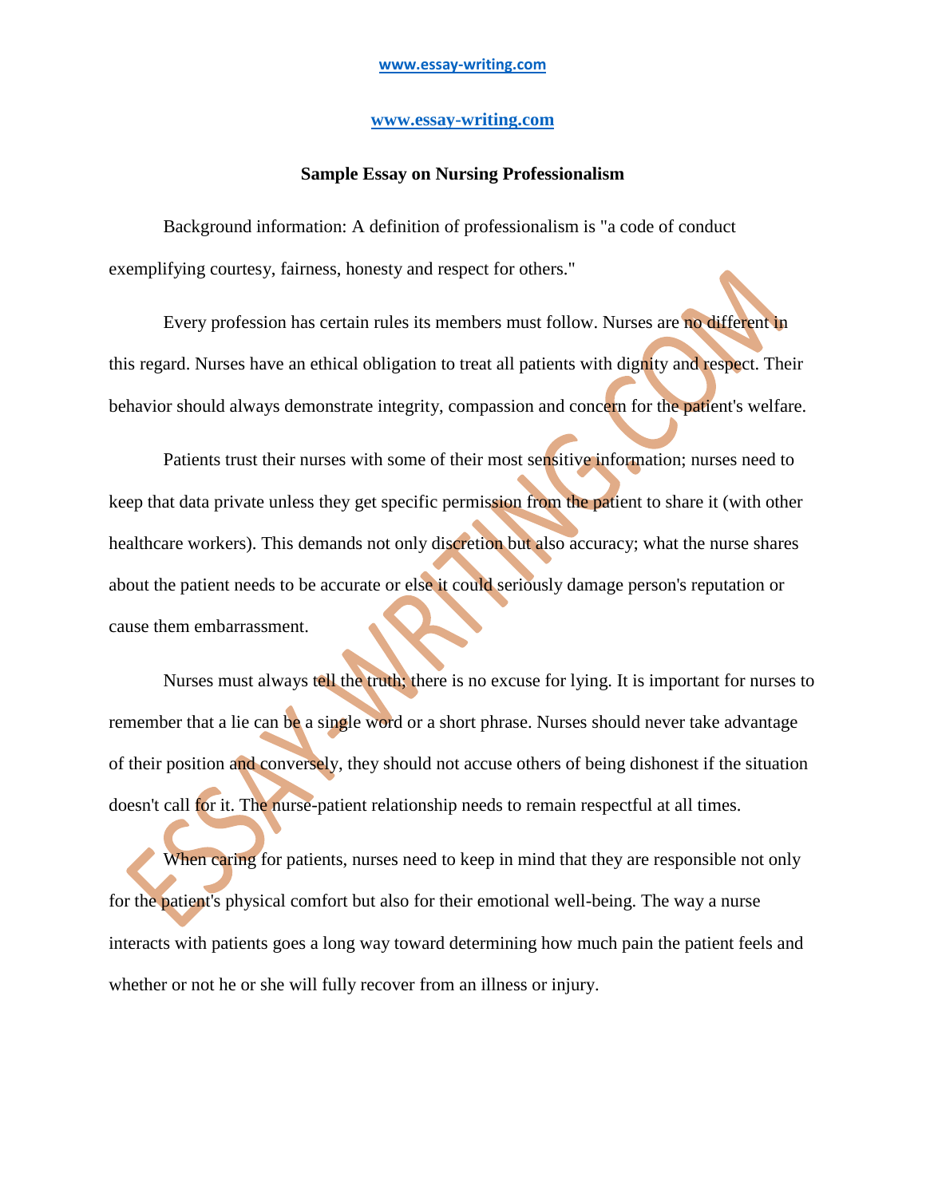# Sample Essay on Nursing Professionalism

Background information: A definition of professionalism is "a code of conduct exemplifying courtesy, fairness, honesty and respect for others."

Every profession has certain rules its members must follow. Nurses are no different in this regard. Nurses have an ethical obligation to treat all patients with dignity and respect. Their behavior should always demonstrate integrity, compassion and concern for the patient's welfare.

Patients trust their nurses with some of their most sensitive information; nurses need to keep that data private unless they get specific permission from the patient to share it (with other healthcare workers). This demands not only discretion but also accuracy; what the nurse shares about the patient needs to be accurate or else it could seriously damage person's reputation or cause them embarrassment.

Nurses must always tell the truth; there is no excuse for lying. It is important for nurses to remember that a lie can be a single word or a short phrase. Nurses should never take advantage of their position and conversely, they should not accuse others of being dishonest if the situation doesn't call for it. The nurse-patient relationship needs to remain respectful at all times.

When caring for patients, nurses need to keep in mind that they are responsible not only for the patient's physical comfort but also for their emotional well-being. The way a nurse interacts with patients goes a long way toward determining how much pain the patient feels and whether or not he or she will fully recover from an illness or injury.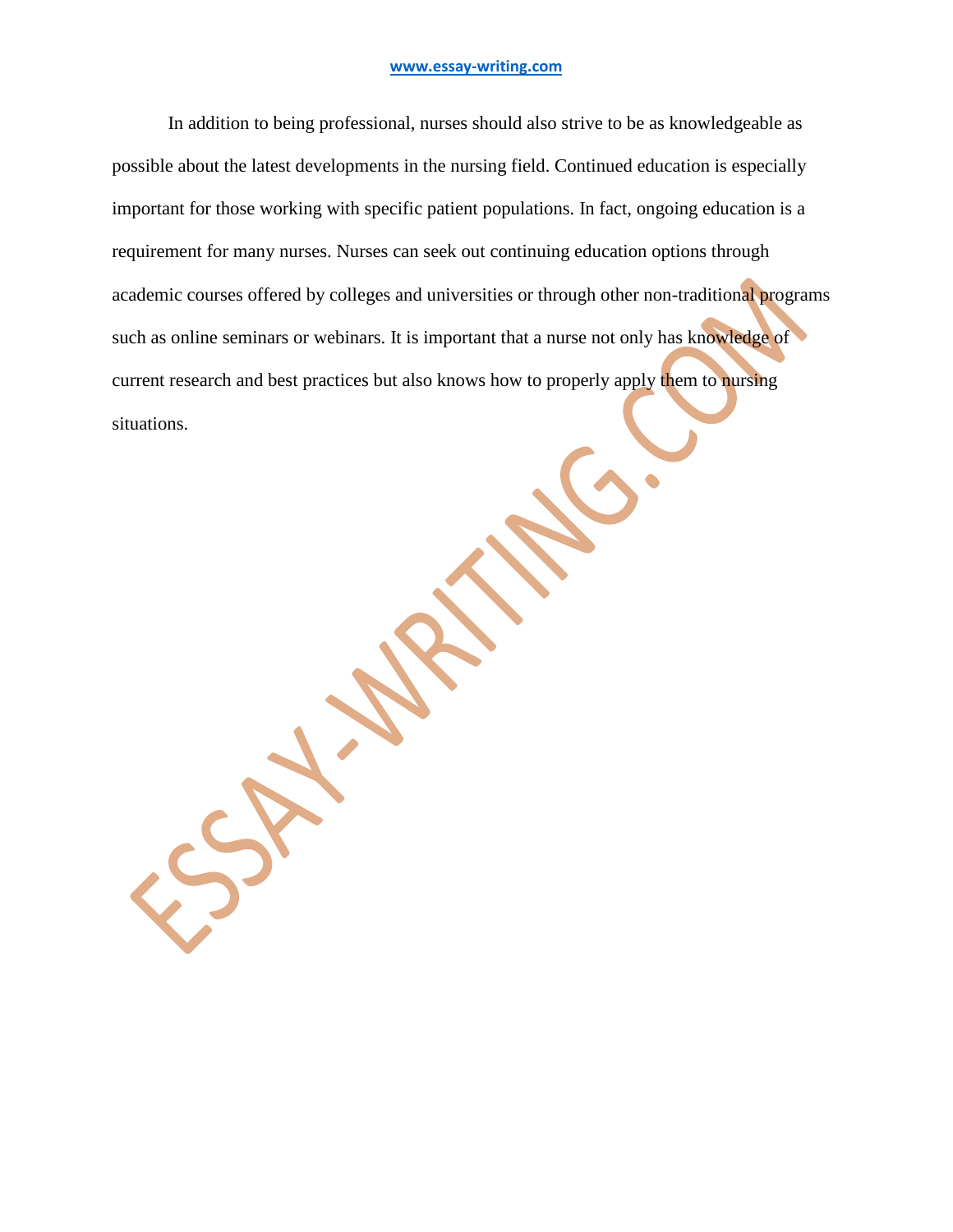In addition to being professional, nurses should also strive to be as knowledgeable as possible about the latest developments in the nursing field. Continued education is especially important for those working with specific patient populations. In fact, ongoing education is a requirement for many nurses. Nurses can seek out continuing education options through academic courses offered by colleges and universities or through other non-traditional programs such as online seminars or webinars. It is important that a nurse not only has knowledge of current research and best practices but also knows how to properly apply them to nursing situations.